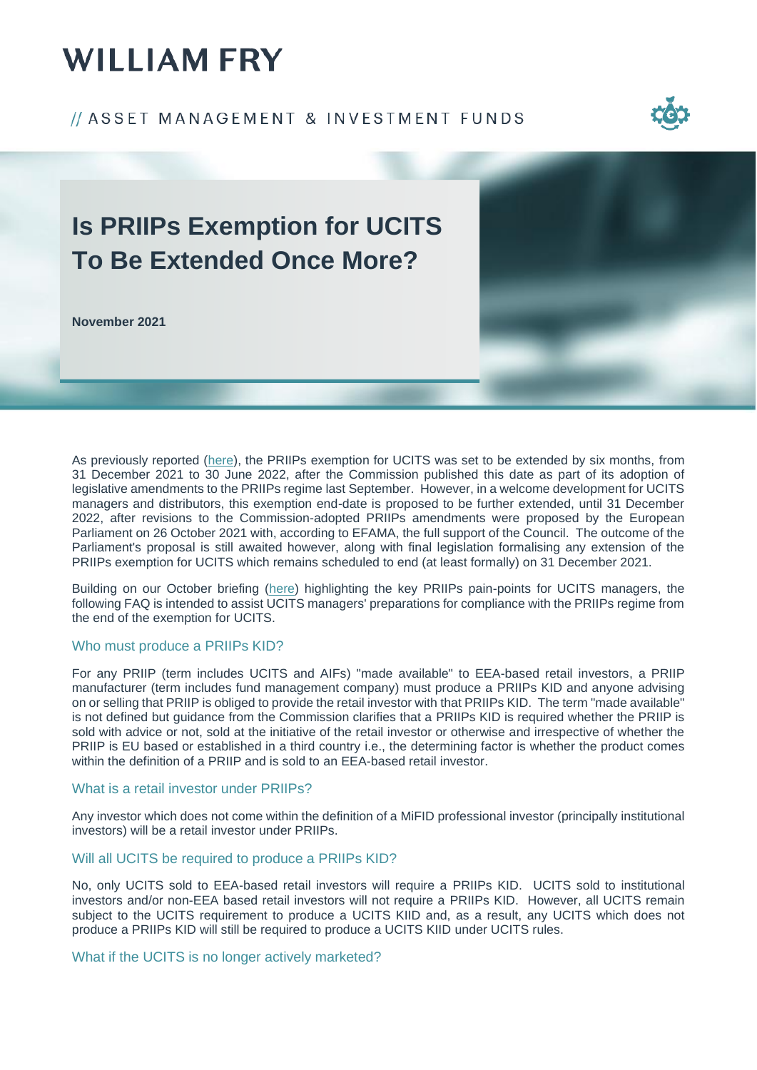# WILLIAM FRY

// ASSET MANAGEMENT & INVESTMENT FUNDS

# Is PRIIPs Exemption for UCITS To Be Extended Once More?

**November 2021**

As previously reported (here), the PRIIPs exemption for UCITS was set to be extended by six months, from 31 December 2021 to 30 June 2022, after the Commission published this date as part of its adoption of legislative amendments to the PRIIPs regime last September. However, in a welcome development for UCITS managers and distributors, this exemption end-date is proposed to be further extended, until 31 December 2022, after revisions to the Commission-adopted PRIIPs amendments were proposed by the European Parliament on 26 October 2021 with, according to EFAMA, the full support of the Council. The outcome of the Parliament's proposal is still awaited however, along with final legislation formalising any extension of the PRIIPs exemption for UCITS which remains scheduled to end (at least formally) on 31 December 2021.

Building on our October briefing (here) highlighting the key PRIIPs pain-points for UCITS managers, the following FAQ is intended to assist UCITS managers' preparations for compliance with the PRIIPs regime from the end of the exemption for UCITS.

## Who must produce a PRIIPs KID?

For any PRIIP (term includes UCITS and AIFs) "made available" to EEA-based retail investors, a PRIIP manufacturer (term includes fund management company) must produce a PRIIPs KID and anyone advising on or selling that PRIIP is obliged to provide the retail investor with that PRIIPs KID. The term "made available" is not defined but guidance from the Commission clarifies that a PRIIPs KID is required whether the PRIIP is sold with advice or not, sold at the initiative of the retail investor or otherwise and irrespective of whether the PRIIP is EU based or established in a third country i.e., the determining factor is whether the product comes within the definition of a PRIIP and is sold to an EEA-based retail investor.

## What is a retail investor under PRIIPs?

Any investor which does not come within the definition of a MiFID professional investor (principally institutional investors) will be a retail investor under PRIIPs.

## Will all UCITS be required to produce a PRIIPs KID?

No, only UCITS sold to EEA-based retail investors will require a PRIIPs KID. UCITS sold to institutional investors and/or non-EEA based retail investors will not require a PRIIPs KID. However, all UCITS remain subject to the UCITS requirement to produce a UCITS KIID and, as a result, any UCITS which does not produce a PRIIPs KID will still be required to produce a UCITS KIID under UCITS rules.

## What if the UCITS is no longer actively marketed?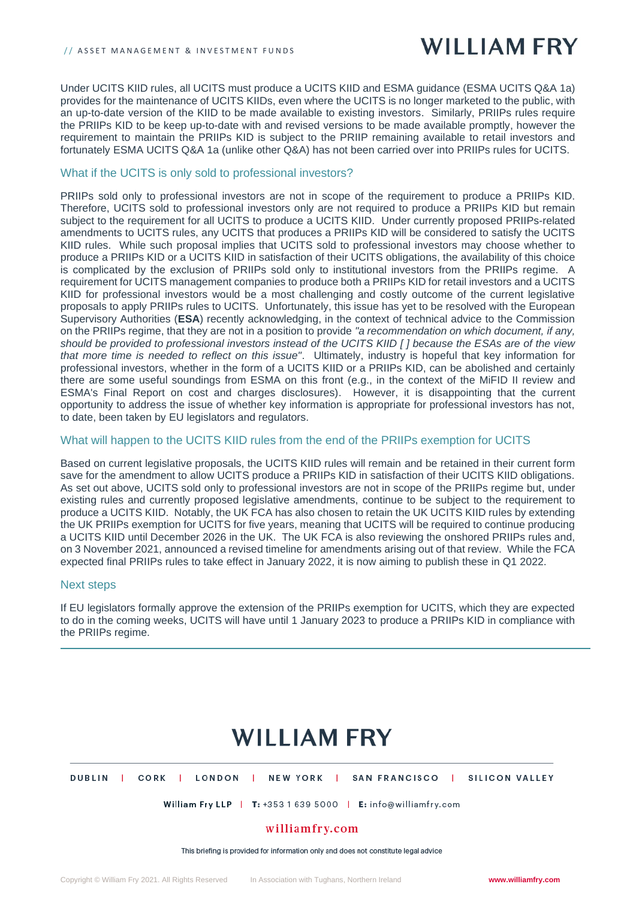Under UCITS KIID rules, all UCITS must produce a UCITS KIID and ESMA guidance (ESMA UCITS Q&A 1a) provides for the maintenance of UCITS KIIDs, even where the UCITS is no longer marketed to the public, with an up-to-date version of the KIID to be made available to existing investors. Similarly, PRIIPs rules require the PRIIPs KID to be keep up-to-date with and revised versions to be made available promptly, however the requirement to maintain the PRIIPs KID is subject to the PRIIP remaining available to retail investors and fortunately ESMA UCITS Q&A 1a (unlike other Q&A) has not been carried over into PRIIPs rules for UCITS.

## What if the UCITS is only sold to professional investors?

PRIIPs sold only to professional investors are not in scope of the requirement to produce a PRIIPs KID. Therefore, UCITS sold to professional investors only are not required to produce a PRIIPs KID but remain subject to the requirement for all UCITS to produce a UCITS KIID. Under currently proposed PRIIPs-related amendments to UCITS rules, any UCITS that produces a PRIIPs KID will be considered to satisfy the UCITS KIID rules. While such proposal implies that UCITS sold to professional investors may choose whether to produce a PRIIPs KID or a UCITS KIID in satisfaction of their UCITS obligations, the availability of this choice is complicated by the exclusion of PRIIPs sold only to institutional investors from the PRIIPs regime. A requirement for UCITS management companies to produce both a PRIIPs KID for retail investors and a UCITS KIID for professional investors would be a most challenging and costly outcome of the current legislative proposals to apply PRIIPs rules to UCITS. Unfortunately, this issue has yet to be resolved with the European Supervisory Authorities (**ESA**) recently acknowledging, in the context of technical advice to the Commission on the PRIIPs regime, that they are not in a position to provide *"a recommendation on which document, if any, should be provided to professional investors instead of the UCITS KIID [ ] because the ESAs are of the view that more time is needed to reflect on this issue"*. Ultimately, industry is hopeful that key information for professional investors, whether in the form of a UCITS KIID or a PRIIPs KID, can be abolished and certainly there are some useful soundings from ESMA on this front (e.g., in the context of the MiFID II review and ESMA's Final Report on cost and charges disclosures). However, it is disappointing that the current opportunity to address the issue of whether key information is appropriate for professional investors has not, to date, been taken by EU legislators and regulators.

## What will happen to the UCITS KIID rules from the end of the PRIIPs exemption for UCITS

Based on current legislative proposals, the UCITS KIID rules will remain and be retained in their current form save for the amendment to allow UCITS produce a PRIIPs KID in satisfaction of their UCITS KIID obligations. As set out above, UCITS sold only to professional investors are not in scope of the PRIIPs regime but, under existing rules and currently proposed legislative amendments, continue to be subject to the requirement to produce a UCITS KIID. Notably, the UK FCA has also chosen to retain the UK UCITS KIID rules by extending the UK PRIIPs exemption for UCITS for five years, meaning that UCITS will be required to continue producing a UCITS KIID until December 2026 in the UK. The UK FCA is also reviewing the onshored PRIIPs rules and, on 3 November 2021, announced a revised timeline for amendments arising out of that review. While the FCA expected final PRIIPs rules to take effect in January 2022, it is now aiming to publish these in Q1 2022.

## Next steps

If EU legislators formally approve the extension of the PRIIPs exemption for UCITS, which they are expected to do in the coming weeks, UCITS will have until 1 January 2023 to produce a PRIIPs KID in compliance with the PRIIPs regime.

WILLIAM FRY

DUBLIN | CORK | LONDON | NEW YORK | SAN FRANCISCO | SILICON VALLEY

**William Fry LLP** | **T:** +353 1 639 5000 | **E:** info@williamfry.com

williamfry.com

This briefing is provided for information only and does not constitute legal advice